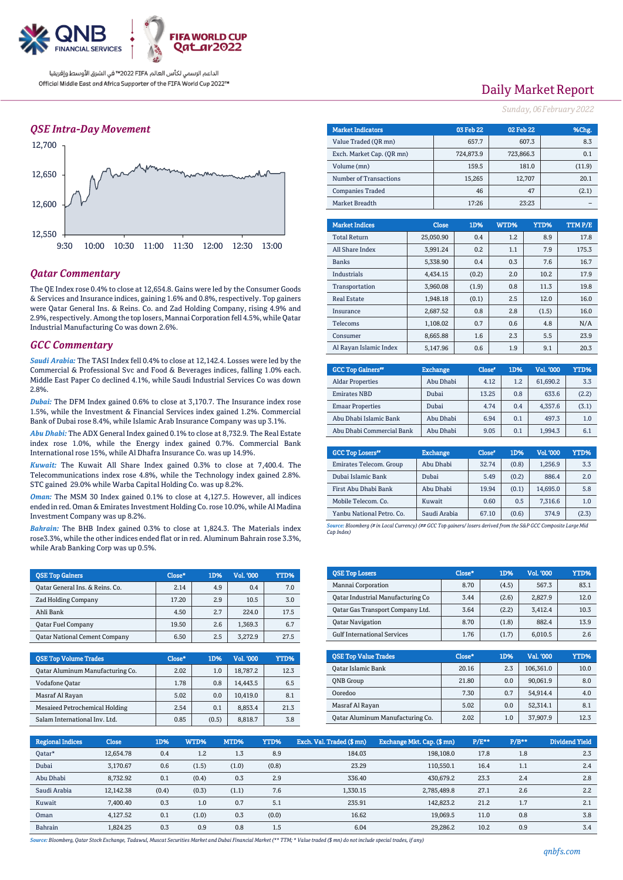الداعم الرسمي لكأس العالم FIFA 2022™ في الشرق الأوسط وإفريقيا
Official Middle East and Africa Supporter of the FIFA World Cup 2022™

# Daily Market Report

*Sunday, 06 February 2022*

## QSE Intra-Day Movement

## Qatar Commentary

The QE Index rose 0.4% to close at 12,654.8. Gains were led by the Consumer Goods & Services and Insurance indices, gaining 1.6% and 0.8%, respectively. Top gainers were Qatar General Ins. & Reins. Co. and Zad Holding Company, rising 4.9% and 2.9%, respectively. Among the top losers, Mannai Corporation fell 4.5%, while Qatar Industrial Manufacturing Co was down 2.6%.

## GCC Commentary

*Saudi Arabia:* The TASI Index fell 0.4% to close at 12,142.4. Losses were led by the Commercial & Professional Svc and Food & Beverages indices, falling 1.0% each. Middle East Paper Co declined 4.1%, while Saudi Industrial Services Co was down 2.8%.

*Dubai:* The DFM Index gained 0.6% to close at 3,170.7. The Insurance index rose 1.5%, while the Investment & Financial Services index gained 1.2%. Commercial Bank of Dubai rose 8.4%, while Islamic Arab Insurance Company was up 3.1%.

*Abu Dhabi:* The ADX General Index gained 0.1% to close at 8,732.9. The Real Estate index rose 1.0%, while the Energy index gained 0.7%. Commercial Bank International rose 15%, while Al Dhafra Insurance Co. was up 14.9%.

*Kuwait:* The Kuwait All Share Index gained 0.3% to close at 7,400.4. The Telecommunications index rose 4.8%, while the Technology index gained 2.8%. STC gained 29.0% while Warba Capital Holding Co. was up 8.2%.

*Oman:* The MSM 30 Index gained 0.1% to close at 4,127.5. However, all indices ended in red. Oman & Emirates Investment Holding Co. rose 10.0%, while Al Madina Investment Company was up 8.2%.

*Bahrain:* The BHB Index gained 0.3% to close at 1,824.3. The Materials index rose3.3%, while the other indices ended flat or in red. Aluminum Bahrain rose 3.3%, while Arab Banking Corp was up 0.5%.

| Market Indicators | 03 Feb 22 | 02 Feb 22 | %Chg. |
|---|---|---|---|
| Value Traded (QR mn) | 657.7 | 607.3 | 8.3 |
| Exch. Market Cap. (QR mn) | 724,873.9 | 723,866.3 | 0.1 |
| Volume (mn) | 159.5 | 181.0 | (11.9) |
| Number of Transactions | 15,265 | 12,707 | 20.1 |
| Companies Traded | 46 | 47 | (2.1) |
| Market Breadth | 17:26 | 23:23 | – |

| Market Indices | Close | 1D% | WTD% | YTD% | TTM P/E |
|---|---|---|---|---|---|
| Total Return | 25,050.90 | 0.4 | 1.2 | 8.9 | 17.8 |
| All Share Index | 3,991.24 | 0.2 | 1.1 | 7.9 | 175.3 |
| Banks | 5,338.90 | 0.4 | 0.3 | 7.6 | 16.7 |
| Industrials | 4,434.15 | (0.2) | 2.0 | 10.2 | 17.9 |
| Transportation | 3,960.08 | (1.9) | 0.8 | 11.3 | 19.8 |
| Real Estate | 1,948.18 | (0.1) | 2.5 | 12.0 | 16.0 |
| Insurance | 2,687.52 | 0.8 | 2.8 | (1.5) | 16.0 |
| Telecoms | 1,108.02 | 0.7 | 0.6 | 4.8 | N/A |
| Consumer | 8,665.88 | 1.6 | 2.3 | 5.5 | 23.9 |
| Al Rayan Islamic Index | 5,147.96 | 0.6 | 1.9 | 9.1 | 20.3 |

| GCC Top Gainers## | Exchange | Close# | 1D% | Vol. '000 | YTD% |
|---|---|---|---|---|---|
| Aldar Properties | Abu Dhabi | 4.12 | 1.2 | 61,690.2 | 3.3 |
| Emirates NBD | Dubai | 13.25 | 0.8 | 633.6 | (2.2) |
| Emaar Properties | Dubai | 4.74 | 0.4 | 4,357.6 | (3.1) |
| Abu Dhabi Islamic Bank | Abu Dhabi | 6.94 | 0.1 | 497.3 | 1.0 |
| Abu Dhabi Commercial Bank | Abu Dhabi | 9.05 | 0.1 | 1,994.3 | 6.1 |

| GCC Top Losers## | Exchange | Close# | 1D% | Vol. '000 | YTD% |
|---|---|---|---|---|---|
| Emirates Telecom. Group | Abu Dhabi | 32.74 | (0.8) | 1,256.9 | 3.3 |
| Dubai Islamic Bank | Dubai | 5.49 | (0.2) | 886.4 | 2.0 |
| First Abu Dhabi Bank | Abu Dhabi | 19.94 | (0.1) | 14,695.0 | 5.8 |
| Mobile Telecom. Co. | Kuwait | 0.60 | 0.5 | 7,316.6 | 1.0 |
| Yanbu National Petro. Co. | Saudi Arabia | 67.10 | (0.6) | 374.9 | (2.3) |

*Source: Bloomberg (# in Local Currency) (## GCC Top gainers/ losers derived from the S&P GCC Composite Large Mid Cap Index)*

| QSE Top Gainers | Close* | 1D% | Vol. '000 | YTD% |
|---|---|---|---|---|
| Qatar General Ins. & Reins. Co. | 2.14 | 4.9 | 0.4 | 7.0 |
| Zad Holding Company | 17.20 | 2.9 | 10.5 | 3.0 |
| Ahli Bank | 4.50 | 2.7 | 224.0 | 17.5 |
| Qatar Fuel Company | 19.50 | 2.6 | 1,369.3 | 6.7 |
| Qatar National Cement Company | 6.50 | 2.5 | 3,272.9 | 27.5 |

| QSE Top Volume Trades | Close* | 1D% | Vol. '000 | YTD% |
|---|---|---|---|---|
| Qatar Aluminum Manufacturing Co. | 2.02 | 1.0 | 18,787.2 | 12.3 |
| Vodafone Qatar | 1.78 | 0.8 | 14,443.5 | 6.5 |
| Masraf Al Rayan | 5.02 | 0.0 | 10,419.0 | 8.1 |
| Mesaieed Petrochemical Holding | 2.54 | 0.1 | 8,853.4 | 21.3 |
| Salam International Inv. Ltd. | 0.85 | (0.5) | 8,818.7 | 3.8 |

| QSE Top Losers | Close* | 1D% | Vol. '000 | YTD% |
|---|---|---|---|---|
| Mannai Corporation | 8.70 | (4.5) | 567.3 | 83.1 |
| Qatar Industrial Manufacturing Co | 3.44 | (2.6) | 2,827.9 | 12.0 |
| Qatar Gas Transport Company Ltd. | 3.64 | (2.2) | 3,412.4 | 10.3 |
| Qatar Navigation | 8.70 | (1.8) | 882.4 | 13.9 |
| Gulf International Services | 1.76 | (1.7) | 6,010.5 | 2.6 |

| QSE Top Value Trades | Close* | 1D% | Val. '000 | YTD% |
|---|---|---|---|---|
| Qatar Islamic Bank | 20.16 | 2.3 | 106,361.0 | 10.0 |
| QNB Group | 21.80 | 0.0 | 90,061.9 | 8.0 |
| Ooredoo | 7.30 | 0.7 | 54,914.4 | 4.0 |
| Masraf Al Rayan | 5.02 | 0.0 | 52,314.1 | 8.1 |
| Qatar Aluminum Manufacturing Co. | 2.02 | 1.0 | 37,907.9 | 12.3 |

| Regional Indices | Close | 1D% | WTD% | MTD% | YTD% | Exch. Val. Traded ($ mn) | Exchange Mkt. Cap. ($ mn) | P/E** | P/B** | Dividend Yield |
|---|---|---|---|---|---|---|---|---|---|---|
| Qatar* | 12,654.78 | 0.4 | 1.2 | 1.3 | 8.9 | 184.03 | 198,108.0 | 17.8 | 1.8 | 2.3 |
| Dubai | 3,170.67 | 0.6 | (1.5) | (1.0) | (0.8) | 23.29 | 110,550.1 | 16.4 | 1.1 | 2.4 |
| Abu Dhabi | 8,732.92 | 0.1 | (0.4) | 0.3 | 2.9 | 336.40 | 430,679.2 | 23.3 | 2.4 | 2.8 |
| Saudi Arabia | 12,142.38 | (0.4) | (0.3) | (1.1) | 7.6 | 1,330.15 | 2,785,489.8 | 27.1 | 2.6 | 2.2 |
| Kuwait | 7,400.40 | 0.3 | 1.0 | 0.7 | 5.1 | 235.91 | 142,823.2 | 21.2 | 1.7 | 2.1 |
| Oman | 4,127.52 | 0.1 | (1.0) | 0.3 | (0.0) | 16.62 | 19,069.5 | 11.0 | 0.8 | 3.8 |
| Bahrain | 1,824.25 | 0.3 | 0.9 | 0.8 | 1.5 | 6.04 | 29,286.2 | 10.2 | 0.9 | 3.4 |

*Source: Bloomberg, Qatar Stock Exchange, Tadawul, Muscat Securities Market and Dubai Financial Market (** TTM; * Value traded ($ mn) do not include special trades, if any)*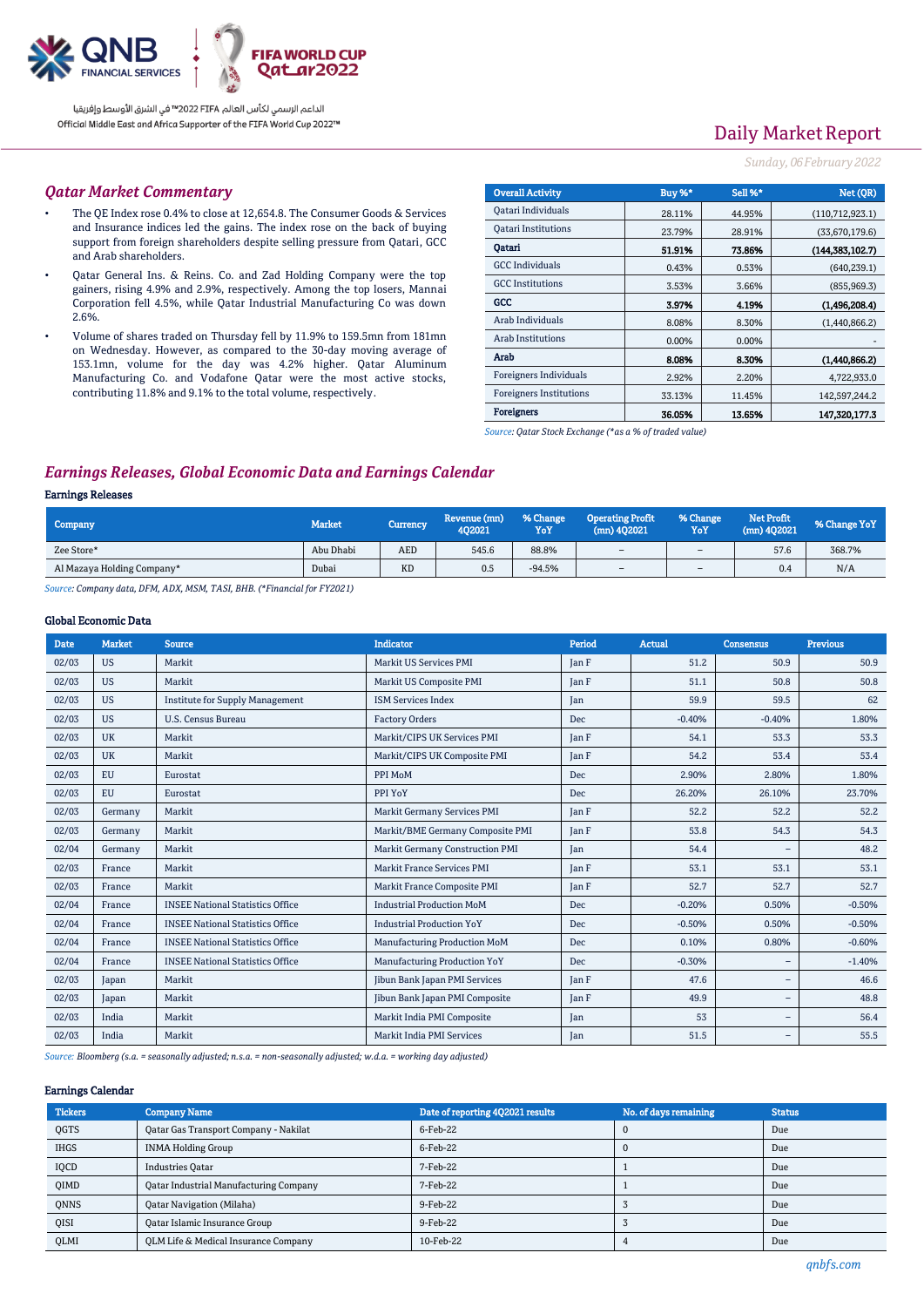# Daily Market Report

*Sunday, 06 February 2022*

## Qatar Market Commentary

- The QE Index rose 0.4% to close at 12,654.8. The Consumer Goods & Services and Insurance indices led the gains. The index rose on the back of buying support from foreign shareholders despite selling pressure from Qatari, GCC and Arab shareholders.
- Qatar General Ins. & Reins. Co. and Zad Holding Company were the top gainers, rising 4.9% and 2.9%, respectively. Among the top losers, Mannai Corporation fell 4.5%, while Qatar Industrial Manufacturing Co was down 2.6%.
- Volume of shares traded on Thursday fell by 11.9% to 159.5mn from 181mn on Wednesday. However, as compared to the 30-day moving average of 153.1mn, volume for the day was 4.2% higher. Qatar Aluminum Manufacturing Co. and Vodafone Qatar were the most active stocks, contributing 11.8% and 9.1% to the total volume, respectively.

| Overall Activity | Buy %* | Sell %* | Net (QR) |
|---|---|---|---|
| Qatari Individuals | 28.11% | 44.95% | (110,712,923.1) |
| Qatari Institutions | 23.79% | 28.91% | (33,670,179.6) |
| **Qatari** | **51.91%** | **73.86%** | **(144,383,102.7)** |
| GCC Individuals | 0.43% | 0.53% | (640,239.1) |
| GCC Institutions | 3.53% | 3.66% | (855,969.3) |
| **GCC** | **3.97%** | **4.19%** | **(1,496,208.4)** |
| Arab Individuals | 8.08% | 8.30% | (1,440,866.2) |
| Arab Institutions | 0.00% | 0.00% | - |
| **Arab** | **8.08%** | **8.30%** | **(1,440,866.2)** |
| Foreigners Individuals | 2.92% | 2.20% | 4,722,933.0 |
| Foreigners Institutions | 33.13% | 11.45% | 142,597,244.2 |
| **Foreigners** | **36.05%** | **13.65%** | **147,320,177.3** |

*Source: Qatar Stock Exchange (*as a % of traded value)*

## Earnings Releases, Global Economic Data and Earnings Calendar

### Earnings Releases

| Company | Market | Currency | Revenue (mn) 4Q2021 | % Change YoY | Operating Profit (mn) 4Q2021 | % Change YoY | Net Profit (mn) 4Q2021 | % Change YoY |
|---|---|---|---|---|---|---|---|---|
| Zee Store* | Abu Dhabi | AED | 545.6 | 88.8% | – | – | 57.6 | 368.7% |
| Al Mazaya Holding Company* | Dubai | KD | 0.5 | -94.5% | – | – | 0.4 | N/A |

*Source: Company data, DFM, ADX, MSM, TASI, BHB. (*Financial for FY2021)*

### Global Economic Data

| Date | Market | Source | Indicator | Period | Actual | Consensus | Previous |
|---|---|---|---|---|---|---|---|
| 02/03 | US | Markit | Markit US Services PMI | Jan F | 51.2 | 50.9 | 50.9 |
| 02/03 | US | Markit | Markit US Composite PMI | Jan F | 51.1 | 50.8 | 50.8 |
| 02/03 | US | Institute for Supply Management | ISM Services Index | Jan | 59.9 | 59.5 | 62 |
| 02/03 | US | U.S. Census Bureau | Factory Orders | Dec | -0.40% | -0.40% | 1.80% |
| 02/03 | UK | Markit | Markit/CIPS UK Services PMI | Jan F | 54.1 | 53.3 | 53.3 |
| 02/03 | UK | Markit | Markit/CIPS UK Composite PMI | Jan F | 54.2 | 53.4 | 53.4 |
| 02/03 | EU | Eurostat | PPI MoM | Dec | 2.90% | 2.80% | 1.80% |
| 02/03 | EU | Eurostat | PPI YoY | Dec | 26.20% | 26.10% | 23.70% |
| 02/03 | Germany | Markit | Markit Germany Services PMI | Jan F | 52.2 | 52.2 | 52.2 |
| 02/03 | Germany | Markit | Markit/BME Germany Composite PMI | Jan F | 53.8 | 54.3 | 54.3 |
| 02/04 | Germany | Markit | Markit Germany Construction PMI | Jan | 54.4 | – | 48.2 |
| 02/03 | France | Markit | Markit France Services PMI | Jan F | 53.1 | 53.1 | 53.1 |
| 02/03 | France | Markit | Markit France Composite PMI | Jan F | 52.7 | 52.7 | 52.7 |
| 02/04 | France | INSEE National Statistics Office | Industrial Production MoM | Dec | -0.20% | 0.50% | -0.50% |
| 02/04 | France | INSEE National Statistics Office | Industrial Production YoY | Dec | -0.50% | 0.50% | -0.50% |
| 02/04 | France | INSEE National Statistics Office | Manufacturing Production MoM | Dec | 0.10% | 0.80% | -0.60% |
| 02/04 | France | INSEE National Statistics Office | Manufacturing Production YoY | Dec | -0.30% | – | -1.40% |
| 02/03 | Japan | Markit | Jibun Bank Japan PMI Services | Jan F | 47.6 | – | 46.6 |
| 02/03 | Japan | Markit | Jibun Bank Japan PMI Composite | Jan F | 49.9 | – | 48.8 |
| 02/03 | India | Markit | Markit India PMI Composite | Jan | 53 | – | 56.4 |
| 02/03 | India | Markit | Markit India PMI Services | Jan | 51.5 | – | 55.5 |

*Source: Bloomberg (s.a. = seasonally adjusted; n.s.a. = non-seasonally adjusted; w.d.a. = working day adjusted)*

### Earnings Calendar

| Tickers | Company Name | Date of reporting 4Q2021 results | No. of days remaining | Status |
|---|---|---|---|---|
| QGTS | Qatar Gas Transport Company - Nakilat | 6-Feb-22 | 0 | Due |
| IHGS | INMA Holding Group | 6-Feb-22 | 0 | Due |
| IQCD | Industries Qatar | 7-Feb-22 | 1 | Due |
| QIMD | Qatar Industrial Manufacturing Company | 7-Feb-22 | 1 | Due |
| QNNS | Qatar Navigation (Milaha) | 9-Feb-22 | 3 | Due |
| QISI | Qatar Islamic Insurance Group | 9-Feb-22 | 3 | Due |
| QLMI | QLM Life & Medical Insurance Company | 10-Feb-22 | 4 | Due |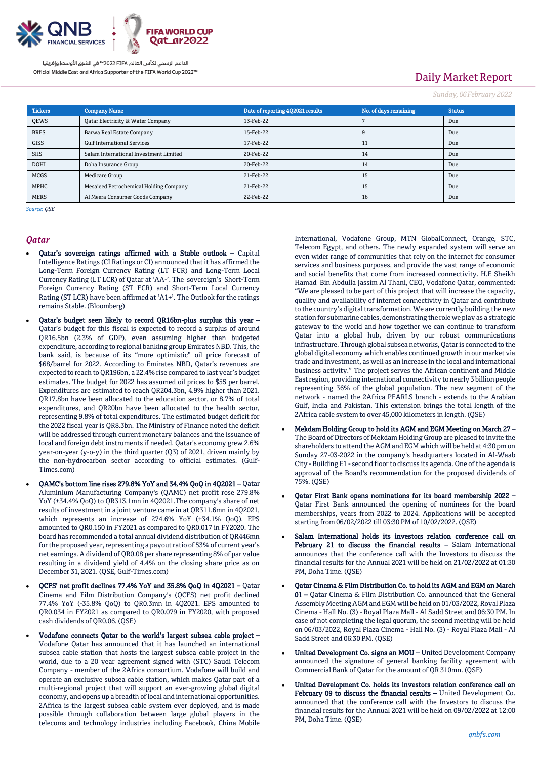| Tickers | Company Name | Date of reporting 4Q2021 results | No. of days remaining | Status |
|---|---|---|---|---|
| QEWS | Qatar Electricity & Water Company | 13-Feb-22 | 7 | Due |
| BRES | Barwa Real Estate Company | 15-Feb-22 | 9 | Due |
| GISS | Gulf International Services | 17-Feb-22 | 11 | Due |
| SIIS | Salam International Investment Limited | 20-Feb-22 | 14 | Due |
| DOHI | Doha Insurance Group | 20-Feb-22 | 14 | Due |
| MCGS | Medicare Group | 21-Feb-22 | 15 | Due |
| MPHC | Mesaieed Petrochemical Holding Company | 21-Feb-22 | 15 | Due |
| MERS | Al Meera Consumer Goods Company | 22-Feb-22 | 16 | Due |

*Source: QSE*

## Qatar

- **Qatar's sovereign ratings affirmed with a Stable outlook** – Capital Intelligence Ratings (CI Ratings or CI) announced that it has affirmed the Long-Term Foreign Currency Rating (LT FCR) and Long-Term Local Currency Rating (LT LCR) of Qatar at 'AA-'. The sovereign's Short-Term Foreign Currency Rating (ST FCR) and Short-Term Local Currency Rating (ST LCR) have been affirmed at 'A1+'. The Outlook for the ratings remains Stable. (Bloomberg)

- **Qatar's budget seen likely to record QR16bn-plus surplus this year** – Qatar's budget for this fiscal is expected to record a surplus of around QR16.5bn (2.3% of GDP), even assuming higher than budgeted expenditure, according to regional banking group Emirates NBD. This, the bank said, is because of its "more optimistic" oil price forecast of $68/barrel for 2022. According to Emirates NBD, Qatar's revenues are expected to reach to QR196bn, a 22.4% rise compared to last year's budget estimates. The budget for 2022 has assumed oil prices to $55 per barrel. Expenditures are estimated to reach QR204.3bn, 4.9% higher than 2021. QR17.8bn have been allocated to the education sector, or 8.7% of total expenditures, and QR20bn have been allocated to the health sector, representing 9.8% of total expenditures. The estimated budget deficit for the 2022 fiscal year is QR8.3bn. The Ministry of Finance noted the deficit will be addressed through current monetary balances and the issuance of local and foreign debt instruments if needed. Qatar's economy grew 2.6% year-on-year (y-o-y) in the third quarter (Q3) of 2021, driven mainly by the non-hydrocarbon sector according to official estimates. (Gulf-Times.com)

- **QAMC's bottom line rises 279.8% YoY and 34.4% QoQ in 4Q2021 –** Qatar Aluminium Manufacturing Company's (QAMC) net profit rose 279.8% YoY (+34.4% QoQ) to QR313.1mn in 4Q2021.The company's share of net results of investment in a joint venture came in at QR311.6mn in 4Q2021, which represents an increase of 274.6% YoY (+34.1% QoQ). EPS amounted to QR0.150 in FY2021 as compared to QR0.017 in FY2020. The board has recommended a total annual dividend distribution of QR446mn for the proposed year, representing a payout ratio of 53% of current year's net earnings. A dividend of QR0.08 per share representing 8% of par value resulting in a dividend yield of 4.4% on the closing share price as on December 31, 2021. (QSE, Gulf-Times.com)

- **QCFS' net profit declines 77.4% YoY and 35.8% QoQ in 4Q2021 –** Qatar Cinema and Film Distribution Company's (QCFS) net profit declined 77.4% YoY (-35.8% QoQ) to QR0.3mn in 4Q2021. EPS amounted to QR0.034 in FY2021 as compared to QR0.079 in FY2020, with proposed cash dividends of QR0.06. (QSE)

- **Vodafone connects Qatar to the world's largest subsea cable project –** Vodafone Qatar has announced that it has launched an international subsea cable station that hosts the largest subsea cable project in the world, due to a 20 year agreement signed with (STC) Saudi Telecom Company - member of the 2Africa consortium. Vodafone will build and operate an exclusive subsea cable station, which makes Qatar part of a multi-regional project that will support an ever-growing global digital economy, and opens up a breadth of local and international opportunities. 2Africa is the largest subsea cable system ever deployed, and is made possible through collaboration between large global players in the telecoms and technology industries including Facebook, China Mobile International, Vodafone Group, MTN GlobalConnect, Orange, STC, Telecom Egypt, and others. The newly expanded system will serve an even wider range of communities that rely on the internet for consumer services and business purposes, and provide the vast range of economic and social benefits that come from increased connectivity. H.E Sheikh Hamad Bin Abdulla Jassim Al Thani, CEO, Vodafone Qatar, commented: "We are pleased to be part of this project that will increase the capacity, quality and availability of internet connectivity in Qatar and contribute to the country's digital transformation. We are currently building the new station for submarine cables, demonstrating the role we play as a strategic gateway to the world and how together we can continue to transform Qatar into a global hub, driven by our robust communications infrastructure. Through global subsea networks, Qatar is connected to the global digital economy which enables continued growth in our market via trade and investment, as well as an increase in the local and international business activity." The project serves the African continent and Middle East region, providing international connectivity to nearly 3 billion people representing 36% of the global population. The new segment of the network - named the 2Africa PEARLS branch - extends to the Arabian Gulf, India and Pakistan. This extension brings the total length of the 2Africa cable system to over 45,000 kilometers in length. (QSE)

- **Mekdam Holding Group to hold its AGM and EGM Meeting on March 27 –** The Board of Directors of Mekdam Holding Group are pleased to invite the shareholders to attend the AGM and EGM which will be held at 4:30 pm on Sunday 27-03-2022 in the company's headquarters located in Al-Waab City - Building E1 - second floor to discuss its agenda. One of the agenda is approval of the Board's recommendation for the proposed dividends of 75%. (QSE)

- **Qatar First Bank opens nominations for its board membership 2022 –** Qatar First Bank announced the opening of nominees for the board memberships, years from 2022 to 2024. Applications will be accepted starting from 06/02/2022 till 03:30 PM of 10/02/2022. (QSE)

- **Salam International holds its investors relation conference call on February 21 to discuss the financial results –** Salam International announces that the conference call with the Investors to discuss the financial results for the Annual 2021 will be held on 21/02/2022 at 01:30 PM, Doha Time. (QSE)

- **Qatar Cinema & Film Distribution Co. to hold its AGM and EGM on March 01 –** Qatar Cinema & Film Distribution Co. announced that the General Assembly Meeting AGM and EGM will be held on 01/03/2022, Royal Plaza Cinema - Hall No. (3) - Royal Plaza Mall - Al Sadd Street and 06:30 PM. In case of not completing the legal quorum, the second meeting will be held on 06/03/2022, Royal Plaza Cinema - Hall No. (3) - Royal Plaza Mall - Al Sadd Street and 06:30 PM. (QSE)

- **United Development Co. signs an MOU –** United Development Company announced the signature of general banking facility agreement with Commercial Bank of Qatar for the amount of QR 310mn. (QSE)

- **United Development Co. holds its investors relation conference call on February 09 to discuss the financial results –** United Development Co. announced that the conference call with the Investors to discuss the financial results for the Annual 2021 will be held on 09/02/2022 at 12:00 PM, Doha Time. (QSE)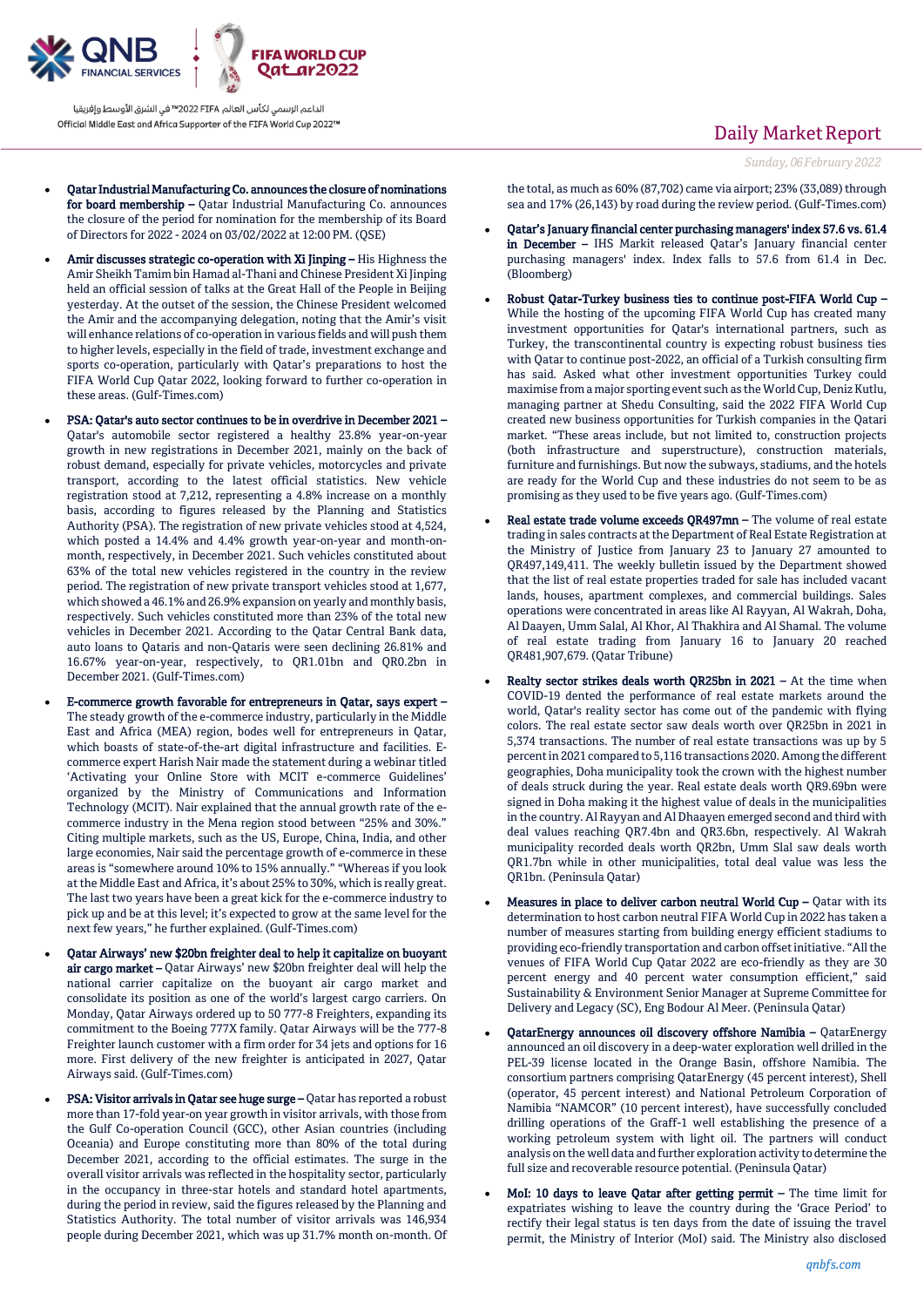- **Qatar Industrial Manufacturing Co. announces the closure of nominations for board membership –** Qatar Industrial Manufacturing Co. announces the closure of the period for nomination for the membership of its Board of Directors for 2022 - 2024 on 03/02/2022 at 12:00 PM. (QSE)

- **Amir discusses strategic co-operation with Xi Jinping –** His Highness the Amir Sheikh Tamim bin Hamad al-Thani and Chinese President Xi Jinping held an official session of talks at the Great Hall of the People in Beijing yesterday. At the outset of the session, the Chinese President welcomed the Amir and the accompanying delegation, noting that the Amir's visit will enhance relations of co-operation in various fields and will push them to higher levels, especially in the field of trade, investment exchange and sports co-operation, particularly with Qatar's preparations to host the FIFA World Cup Qatar 2022, looking forward to further co-operation in these areas. (Gulf-Times.com)

- **PSA: Qatar's auto sector continues to be in overdrive in December 2021 –** Qatar's automobile sector registered a healthy 23.8% year-on-year growth in new registrations in December 2021, mainly on the back of robust demand, especially for private vehicles, motorcycles and private transport, according to the latest official statistics. New vehicle registration stood at 7,212, representing a 4.8% increase on a monthly basis, according to figures released by the Planning and Statistics Authority (PSA). The registration of new private vehicles stood at 4,524, which posted a 14.4% and 4.4% growth year-on-year and month-on-month, respectively, in December 2021. Such vehicles constituted about 63% of the total new vehicles registered in the country in the review period. The registration of new private transport vehicles stood at 1,677, which showed a 46.1% and 26.9% expansion on yearly and monthly basis, respectively. Such vehicles constituted more than 23% of the total new vehicles in December 2021. According to the Qatar Central Bank data, auto loans to Qataris and non-Qataris were seen declining 26.81% and 16.67% year-on-year, respectively, to QR1.01bn and QR0.2bn in December 2021. (Gulf-Times.com)

- **E-commerce growth favorable for entrepreneurs in Qatar, says expert –** The steady growth of the e-commerce industry, particularly in the Middle East and Africa (MEA) region, bodes well for entrepreneurs in Qatar, which boasts of state-of-the-art digital infrastructure and facilities. E-commerce expert Harish Nair made the statement during a webinar titled 'Activating your Online Store with MCIT e-commerce Guidelines' organized by the Ministry of Communications and Information Technology (MCIT). Nair explained that the annual growth rate of the e-commerce industry in the Mena region stood between "25% and 30%." Citing multiple markets, such as the US, Europe, China, India, and other large economies, Nair said the percentage growth of e-commerce in these areas is "somewhere around 10% to 15% annually." "Whereas if you look at the Middle East and Africa, it's about 25% to 30%, which is really great. The last two years have been a great kick for the e-commerce industry to pick up and be at this level; it's expected to grow at the same level for the next few years," he further explained. (Gulf-Times.com)

- **Qatar Airways' new $20bn freighter deal to help it capitalize on buoyant air cargo market –** Qatar Airways' new $20bn freighter deal will help the national carrier capitalize on the buoyant air cargo market and consolidate its position as one of the world's largest cargo carriers. On Monday, Qatar Airways ordered up to 50 777-8 Freighters, expanding its commitment to the Boeing 777X family. Qatar Airways will be the 777-8 Freighter launch customer with a firm order for 34 jets and options for 16 more. First delivery of the new freighter is anticipated in 2027, Qatar Airways said. (Gulf-Times.com)

- **PSA: Visitor arrivals in Qatar see huge surge –** Qatar has reported a robust more than 17-fold year-on year growth in visitor arrivals, with those from the Gulf Co-operation Council (GCC), other Asian countries (including Oceania) and Europe constituting more than 80% of the total during December 2021, according to the official estimates. The surge in the overall visitor arrivals was reflected in the hospitality sector, particularly in the occupancy in three-star hotels and standard hotel apartments, during the period in review, said the figures released by the Planning and Statistics Authority. The total number of visitor arrivals was 146,934 people during December 2021, which was up 31.7% month on-month. Of the total, as much as 60% (87,702) came via airport; 23% (33,089) through sea and 17% (26,143) by road during the review period. (Gulf-Times.com)

- **Qatar's January financial center purchasing managers' index 57.6 vs. 61.4 in December –** IHS Markit released Qatar's January financial center purchasing managers' index. Index falls to 57.6 from 61.4 in Dec. (Bloomberg)

- **Robust Qatar-Turkey business ties to continue post-FIFA World Cup –** While the hosting of the upcoming FIFA World Cup has created many investment opportunities for Qatar's international partners, such as Turkey, the transcontinental country is expecting robust business ties with Qatar to continue post-2022, an official of a Turkish consulting firm has said. Asked what other investment opportunities Turkey could maximise from a major sporting event such as the World Cup, Deniz Kutlu, managing partner at Shedu Consulting, said the 2022 FIFA World Cup created new business opportunities for Turkish companies in the Qatari market. "These areas include, but not limited to, construction projects (both infrastructure and superstructure), construction materials, furniture and furnishings. But now the subways, stadiums, and the hotels are ready for the World Cup and these industries do not seem to be as promising as they used to be five years ago. (Gulf-Times.com)

- **Real estate trade volume exceeds QR497mn –** The volume of real estate trading in sales contracts at the Department of Real Estate Registration at the Ministry of Justice from January 23 to January 27 amounted to QR497,149,411. The weekly bulletin issued by the Department showed that the list of real estate properties traded for sale has included vacant lands, houses, apartment complexes, and commercial buildings. Sales operations were concentrated in areas like Al Rayyan, Al Wakrah, Doha, Al Daayen, Umm Salal, Al Khor, Al Thakhira and Al Shamal. The volume of real estate trading from January 16 to January 20 reached QR481,907,679. (Qatar Tribune)

- **Realty sector strikes deals worth QR25bn in 2021 –** At the time when COVID-19 dented the performance of real estate markets around the world, Qatar's reality sector has come out of the pandemic with flying colors. The real estate sector saw deals worth over QR25bn in 2021 in 5,374 transactions. The number of real estate transactions was up by 5 percent in 2021 compared to 5,116 transactions 2020. Among the different geographies, Doha municipality took the crown with the highest number of deals struck during the year. Real estate deals worth QR9.69bn were signed in Doha making it the highest value of deals in the municipalities in the country. Al Rayyan and Al Dhaayen emerged second and third with deal values reaching QR7.4bn and QR3.6bn, respectively. Al Wakrah municipality recorded deals worth QR2bn, Umm Slal saw deals worth QR1.7bn while in other municipalities, total deal value was less the QR1bn. (Peninsula Qatar)

- **Measures in place to deliver carbon neutral World Cup –** Qatar with its determination to host carbon neutral FIFA World Cup in 2022 has taken a number of measures starting from building energy efficient stadiums to providing eco-friendly transportation and carbon offset initiative. "All the venues of FIFA World Cup Qatar 2022 are eco-friendly as they are 30 percent energy and 40 percent water consumption efficient," said Sustainability & Environment Senior Manager at Supreme Committee for Delivery and Legacy (SC), Eng Bodour Al Meer. (Peninsula Qatar)

- **QatarEnergy announces oil discovery offshore Namibia –** QatarEnergy announced an oil discovery in a deep-water exploration well drilled in the PEL-39 license located in the Orange Basin, offshore Namibia. The consortium partners comprising QatarEnergy (45 percent interest), Shell (operator, 45 percent interest) and National Petroleum Corporation of Namibia "NAMCOR" (10 percent interest), have successfully concluded drilling operations of the Graff-1 well establishing the presence of a working petroleum system with light oil. The partners will conduct analysis on the well data and further exploration activity to determine the full size and recoverable resource potential. (Peninsula Qatar)

- **MoI: 10 days to leave Qatar after getting permit –** The time limit for expatriates wishing to leave the country during the 'Grace Period' to rectify their legal status is ten days from the date of issuing the travel permit, the Ministry of Interior (MoI) said. The Ministry also disclosed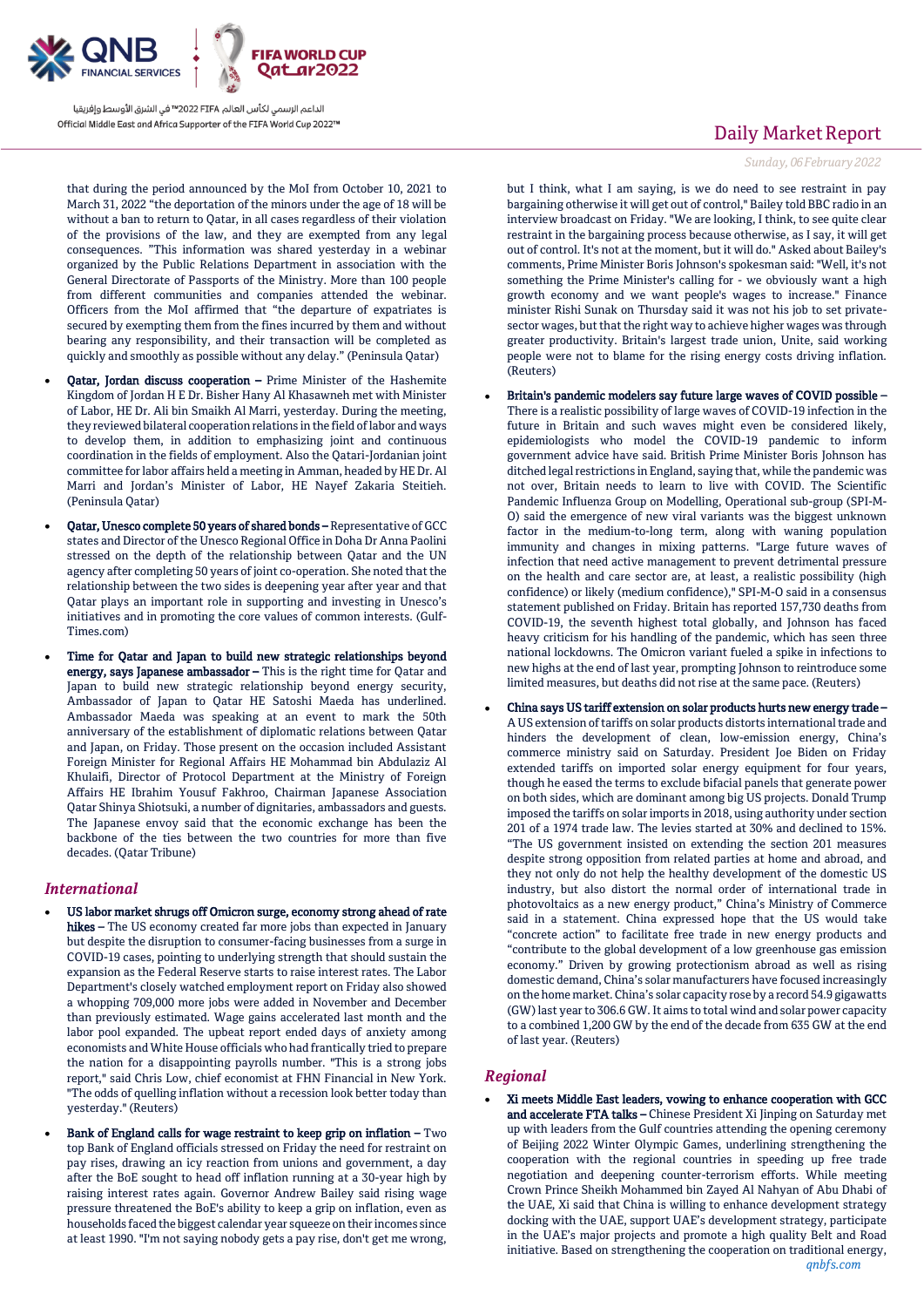that during the period announced by the MoI from October 10, 2021 to March 31, 2022 "the deportation of the minors under the age of 18 will be without a ban to return to Qatar, in all cases regardless of their violation of the provisions of the law, and they are exempted from any legal consequences. "This information was shared yesterday in a webinar organized by the Public Relations Department in association with the General Directorate of Passports of the Ministry. More than 100 people from different communities and companies attended the webinar. Officers from the MoI affirmed that "the departure of expatriates is secured by exempting them from the fines incurred by them and without bearing any responsibility, and their transaction will be completed as quickly and smoothly as possible without any delay." (Peninsula Qatar)

- **Qatar, Jordan discuss cooperation –** Prime Minister of the Hashemite Kingdom of Jordan H E Dr. Bisher Hany Al Khasawneh met with Minister of Labor, HE Dr. Ali bin Smaikh Al Marri, yesterday. During the meeting, they reviewed bilateral cooperation relations in the field of labor and ways to develop them, in addition to emphasizing joint and continuous coordination in the fields of employment. Also the Qatari-Jordanian joint committee for labor affairs held a meeting in Amman, headed by HE Dr. Al Marri and Jordan's Minister of Labor, HE Nayef Zakaria Steitieh. (Peninsula Qatar)
- **Qatar, Unesco complete 50 years of shared bonds –** Representative of GCC states and Director of the Unesco Regional Office in Doha Dr Anna Paolini stressed on the depth of the relationship between Qatar and the UN agency after completing 50 years of joint co-operation. She noted that the relationship between the two sides is deepening year after year and that Qatar plays an important role in supporting and investing in Unesco's initiatives and in promoting the core values of common interests. (Gulf-Times.com)
- **Time for Qatar and Japan to build new strategic relationships beyond energy, says Japanese ambassador –** This is the right time for Qatar and Japan to build new strategic relationship beyond energy security, Ambassador of Japan to Qatar HE Satoshi Maeda has underlined. Ambassador Maeda was speaking at an event to mark the 50th anniversary of the establishment of diplomatic relations between Qatar and Japan, on Friday. Those present on the occasion included Assistant Foreign Minister for Regional Affairs HE Mohammad bin Abdulaziz Al Khulaifi, Director of Protocol Department at the Ministry of Foreign Affairs HE Ibrahim Yousuf Fakhroo, Chairman Japanese Association Qatar Shinya Shiotsuki, a number of dignitaries, ambassadors and guests. The Japanese envoy said that the economic exchange has been the backbone of the ties between the two countries for more than five decades. (Qatar Tribune)

## *International*

- **US labor market shrugs off Omicron surge, economy strong ahead of rate hikes –** The US economy created far more jobs than expected in January but despite the disruption to consumer-facing businesses from a surge in COVID-19 cases, pointing to underlying strength that should sustain the expansion as the Federal Reserve starts to raise interest rates. The Labor Department's closely watched employment report on Friday also showed a whopping 709,000 more jobs were added in November and December than previously estimated. Wage gains accelerated last month and the labor pool expanded. The upbeat report ended days of anxiety among economists and White House officials who had frantically tried to prepare the nation for a disappointing payrolls number. "This is a strong jobs report," said Chris Low, chief economist at FHN Financial in New York. "The odds of quelling inflation without a recession look better today than yesterday." (Reuters)
- **Bank of England calls for wage restraint to keep grip on inflation –** Two top Bank of England officials stressed on Friday the need for restraint on pay rises, drawing an icy reaction from unions and government, a day after the BoE sought to head off inflation running at a 30-year high by raising interest rates again. Governor Andrew Bailey said rising wage pressure threatened the BoE's ability to keep a grip on inflation, even as households faced the biggest calendar year squeeze on their incomes since at least 1990. "I'm not saying nobody gets a pay rise, don't get me wrong, but I think, what I am saying, is we do need to see restraint in pay bargaining otherwise it will get out of control," Bailey told BBC radio in an interview broadcast on Friday. "We are looking, I think, to see quite clear restraint in the bargaining process because otherwise, as I say, it will get out of control. It's not at the moment, but it will do." Asked about Bailey's comments, Prime Minister Boris Johnson's spokesman said: "Well, it's not something the Prime Minister's calling for - we obviously want a high growth economy and we want people's wages to increase." Finance minister Rishi Sunak on Thursday said it was not his job to set private-sector wages, but that the right way to achieve higher wages was through greater productivity. Britain's largest trade union, Unite, said working people were not to blame for the rising energy costs driving inflation. (Reuters)
- **Britain's pandemic modelers say future large waves of COVID possible –** There is a realistic possibility of large waves of COVID-19 infection in the future in Britain and such waves might even be considered likely, epidemiologists who model the COVID-19 pandemic to inform government advice have said. British Prime Minister Boris Johnson has ditched legal restrictions in England, saying that, while the pandemic was not over, Britain needs to learn to live with COVID. The Scientific Pandemic Influenza Group on Modelling, Operational sub-group (SPI-M-O) said the emergence of new viral variants was the biggest unknown factor in the medium-to-long term, along with waning population immunity and changes in mixing patterns. "Large future waves of infection that need active management to prevent detrimental pressure on the health and care sector are, at least, a realistic possibility (high confidence) or likely (medium confidence)," SPI-M-O said in a consensus statement published on Friday. Britain has reported 157,730 deaths from COVID-19, the seventh highest total globally, and Johnson has faced heavy criticism for his handling of the pandemic, which has seen three national lockdowns. The Omicron variant fueled a spike in infections to new highs at the end of last year, prompting Johnson to reintroduce some limited measures, but deaths did not rise at the same pace. (Reuters)
- **China says US tariff extension on solar products hurts new energy trade –** A US extension of tariffs on solar products distorts international trade and hinders the development of clean, low-emission energy, China's commerce ministry said on Saturday. President Joe Biden on Friday extended tariffs on imported solar energy equipment for four years, though he eased the terms to exclude bifacial panels that generate power on both sides, which are dominant among big US projects. Donald Trump imposed the tariffs on solar imports in 2018, using authority under section 201 of a 1974 trade law. The levies started at 30% and declined to 15%. "The US government insisted on extending the section 201 measures despite strong opposition from related parties at home and abroad, and they not only do not help the healthy development of the domestic US industry, but also distort the normal order of international trade in photovoltaics as a new energy product," China's Ministry of Commerce said in a statement. China expressed hope that the US would take "concrete action" to facilitate free trade in new energy products and "contribute to the global development of a low greenhouse gas emission economy." Driven by growing protectionism abroad as well as rising domestic demand, China's solar manufacturers have focused increasingly on the home market. China's solar capacity rose by a record 54.9 gigawatts (GW) last year to 306.6 GW. It aims to total wind and solar power capacity to a combined 1,200 GW by the end of the decade from 635 GW at the end of last year. (Reuters)

## *Regional*

- **Xi meets Middle East leaders, vowing to enhance cooperation with GCC and accelerate FTA talks –** Chinese President Xi Jinping on Saturday met up with leaders from the Gulf countries attending the opening ceremony of Beijing 2022 Winter Olympic Games, underlining strengthening the cooperation with the regional countries in speeding up free trade negotiation and deepening counter-terrorism efforts. While meeting Crown Prince Sheikh Mohammed bin Zayed Al Nahyan of Abu Dhabi of the UAE, Xi said that China is willing to enhance development strategy docking with the UAE, support UAE's development strategy, participate in the UAE's major projects and promote a high quality Belt and Road initiative. Based on strengthening the cooperation on traditional energy,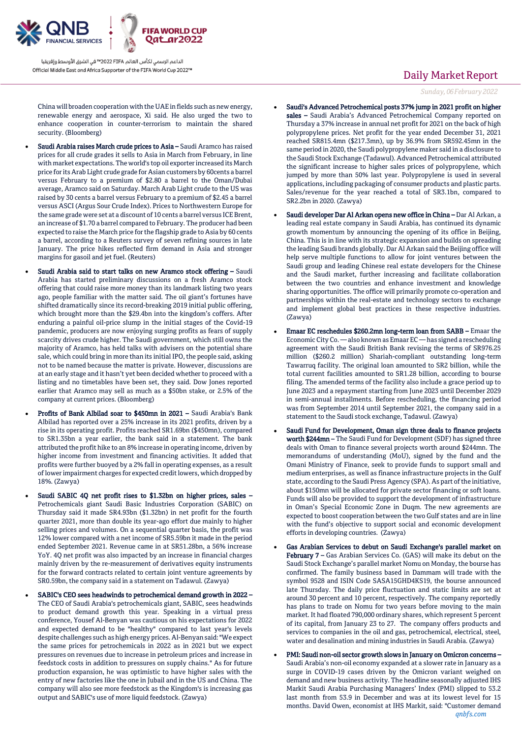China will broaden cooperation with the UAE in fields such as new energy, renewable energy and aerospace, Xi said. He also urged the two to enhance cooperation in counter-terrorism to maintain the shared security. (Bloomberg)

- **Saudi Arabia raises March crude prices to Asia –** Saudi Aramco has raised prices for all crude grades it sells to Asia in March from February, in line with market expectations. The world's top oil exporter increased its March price for its Arab Light crude grade for Asian customers by 60cents a barrel versus February to a premium of $2.80 a barrel to the Oman/Dubai average, Aramco said on Saturday. March Arab Light crude to the US was raised by 30 cents a barrel versus February to a premium of $2.45 a barrel versus ASCI (Argus Sour Crude Index). Prices to Northwestern Europe for the same grade were set at a discount of 10 cents a barrel versus ICE Brent, an increase of $1.70 a barrel compared to February. The producer had been expected to raise the March price for the flagship grade to Asia by 60 cents a barrel, according to a Reuters survey of seven refining sources in late January. The price hikes reflected firm demand in Asia and stronger margins for gasoil and jet fuel. (Reuters)

- **Saudi Arabia said to start talks on new Aramco stock offering –** Saudi Arabia has started preliminary discussions on a fresh Aramco stock offering that could raise more money than its landmark listing two years ago, people familiar with the matter said. The oil giant's fortunes have shifted dramatically since its record-breaking 2019 initial public offering, which brought more than the $29.4bn into the kingdom's coffers. After enduring a painful oil-price slump in the initial stages of the Covid-19 pandemic, producers are now enjoying surging profits as fears of supply scarcity drives crude higher. The Saudi government, which still owns the majority of Aramco, has held talks with advisers on the potential share sale, which could bring in more than its initial IPO, the people said, asking not to be named because the matter is private. However, discussions are at an early stage and it hasn't yet been decided whether to proceed with a listing and no timetables have been set, they said. Dow Jones reported earlier that Aramco may sell as much as a $50bn stake, or 2.5% of the company at current prices. (Bloomberg)

- **Profits of Bank Albilad soar to $450mn in 2021 –** Saudi Arabia's Bank Albilad has reported over a 25% increase in its 2021 profits, driven by a rise in its operating profit. Profits reached SR1.69bn ($450mn), compared to SR1.35bn a year earlier, the bank said in a statement. The bank attributed the profit hike to an 8% increase in operating income, driven by higher income from investment and financing activities. It added that profits were further buoyed by a 2% fall in operating expenses, as a result of lower impairment charges for expected credit lowers, which dropped by 18%. (Zawya)

- **Saudi SABIC 4Q net profit rises to $1.32bn on higher prices, sales –** Petrochemicals giant Saudi Basic Industries Corporation (SABIC) on Thursday said it made SR4.93bn ($1.32bn) in net profit for the fourth quarter 2021, more than double its year-ago effort due mainly to higher selling prices and volumes. On a sequential quarter basis, the profit was 12% lower compared with a net income of SR5.59bn it made in the period ended September 2021. Revenue came in at SR51.28bn, a 56% increase YoY. 4Q net profit was also impacted by an increase in financial charges mainly driven by the re-measurement of derivatives equity instruments for the forward contracts related to certain joint venture agreements by SR0.59bn, the company said in a statement on Tadawul. (Zawya)

- **SABIC's CEO sees headwinds to petrochemical demand growth in 2022 –** The CEO of Saudi Arabia's petrochemicals giant, SABIC, sees headwinds to product demand growth this year. Speaking in a virtual press conference, Yousef Al-Benyan was cautious on his expectations for 2022 and expected demand to be "healthy" compared to last year's levels despite challenges such as high energy prices. Al-Benyan said: "We expect the same prices for petrochemicals in 2022 as in 2021 but we expect pressures on revenues due to increase in petroleum prices and increase in feedstock costs in addition to pressures on supply chains." As for future production expansion, he was optimistic to have higher sales with the entry of new factories like the one in Jubail and in the US and China. The company will also see more feedstock as the Kingdom's is increasing gas output and SABIC's use of more liquid feedstock. (Zawya)

- **Saudi's Advanced Petrochemical posts 37% jump in 2021 profit on higher sales –** Saudi Arabia's Advanced Petrochemical Company reported on Thursday a 37% increase in annual net profit for 2021 on the back of high polypropylene prices. Net profit for the year ended December 31, 2021 reached SR815.4mn ($217.3mn), up by 36.9% from SR592.45mn in the same period in 2020, the Saudi polypropylene maker said in a disclosure to the Saudi Stock Exchange (Tadawul). Advanced Petrochemical attributed the significant increase to higher sales prices of polypropylene, which jumped by more than 50% last year. Polypropylene is used in several applications, including packaging of consumer products and plastic parts. Sales/revenue for the year reached a total of SR3.1bn, compared to SR2.2bn in 2020. (Zawya)

- **Saudi developer Dar Al Arkan opens new office in China –** Dar Al Arkan, a leading real estate company in Saudi Arabia, has continued its dynamic growth momentum by announcing the opening of its office in Beijing, China. This is in line with its strategic expansion and builds on spreading the leading Saudi brands globally. Dar Al Arkan said the Beijing office will help serve multiple functions to allow for joint ventures between the Saudi group and leading Chinese real estate developers for the Chinese and the Saudi market, further increasing and facilitate collaboration between the two countries and enhance investment and knowledge sharing opportunities. The office will primarily promote co-operation and partnerships within the real-estate and technology sectors to exchange and implement global best practices in these respective industries. (Zawya)

- **Emaar EC reschedules $260.2mn long-term loan from SABB –** Emaar the Economic City Co. — also known as Emaar EC — has signed a rescheduling agreement with the Saudi British Bank revising the terms of SR976.25 million ($260.2 million) Shariah-compliant outstanding long-term Tawarruq facility. The original loan amounted to SR2 billion, while the total current facilities amounted to SR1.28 billion, according to bourse filing. The amended terms of the facility also include a grace period up to June 2023 and a repayment starting from June 2023 until December 2029 in semi-annual installments. Before rescheduling, the financing period was from September 2014 until September 2021, the company said in a statement to the Saudi stock exchange, Tadawul. (Zawya)

- **Saudi Fund for Development, Oman sign three deals to finance projects worth $244mn –** The Saudi Fund for Development (SDF) has signed three deals with Oman to finance several projects worth around $244mn. The memorandums of understanding (MoU), signed by the fund and the Omani Ministry of Finance, seek to provide funds to support small and medium enterprises, as well as finance infrastructure projects in the Gulf state, according to the Saudi Press Agency (SPA). As part of the initiative, about $150mn will be allocated for private sector financing or soft loans. Funds will also be provided to support the development of infrastructure in Oman's Special Economic Zone in Duqm. The new agreements are expected to boost cooperation between the two Gulf states and are in line with the fund's objective to support social and economic development efforts in developing countries. (Zawya)

- **Gas Arabian Services to debut on Saudi Exchange's parallel market on February 7 –** Gas Arabian Services Co. (GAS) will make its debut on the Saudi Stock Exchange's parallel market Nomu on Monday, the bourse has confirmed. The family business based in Dammam will trade with the symbol 9528 and ISIN Code SASA15GHD4KS19, the bourse announced late Thursday. The daily price fluctuation and static limits are set at around 30 percent and 10 percent, respectively. The company reportedly has plans to trade on Nomu for two years before moving to the main market. It had floated 790,000 ordinary shares, which represent 5 percent of its capital, from January 23 to 27. The company offers products and services to companies in the oil and gas, petrochemical, electrical, steel, water and desalination and mining industries in Saudi Arabia. (Zawya)

- **PMI: Saudi non-oil sector growth slows in January on Omicron concerns –** Saudi Arabia's non-oil economy expanded at a slower rate in January as a surge in COVID-19 cases driven by the Omicron variant weighed on demand and new business activity. The headline seasonally adjusted IHS Markit Saudi Arabia Purchasing Managers' Index (PMI) slipped to 53.2 last month from 53.9 in December and was at its lowest level for 15 months. David Owen, economist at IHS Markit, said: "Customer demand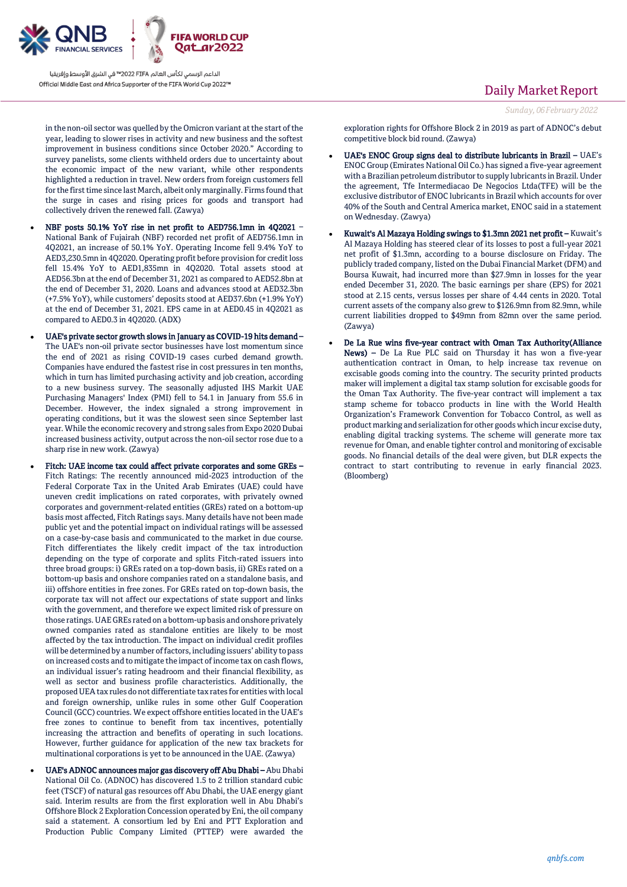in the non-oil sector was quelled by the Omicron variant at the start of the year, leading to slower rises in activity and new business and the softest improvement in business conditions since October 2020." According to survey panelists, some clients withheld orders due to uncertainty about the economic impact of the new variant, while other respondents highlighted a reduction in travel. New orders from foreign customers fell for the first time since last March, albeit only marginally. Firms found that the surge in cases and rising prices for goods and transport had collectively driven the renewed fall. (Zawya)

- **NBF posts 50.1% YoY rise in net profit to AED756.1mn in 4Q2021** – National Bank of Fujairah (NBF) recorded net profit of AED756.1mn in 4Q2021, an increase of 50.1% YoY. Operating Income fell 9.4% YoY to AED3,230.5mn in 4Q2020. Operating profit before provision for credit loss fell 15.4% YoY to AED1,835mn in 4Q2020. Total assets stood at AED56.3bn at the end of December 31, 2021 as compared to AED52.8bn at the end of December 31, 2020. Loans and advances stood at AED32.3bn (+7.5% YoY), while customers' deposits stood at AED37.6bn (+1.9% YoY) at the end of December 31, 2021. EPS came in at AED0.45 in 4Q2021 as compared to AED0.3 in 4Q2020. (ADX)
- **UAE's private sector growth slows in January as COVID-19 hits demand** – The UAE's non-oil private sector businesses have lost momentum since the end of 2021 as rising COVID-19 cases curbed demand growth. Companies have endured the fastest rise in cost pressures in ten months, which in turn has limited purchasing activity and job creation, according to a new business survey. The seasonally adjusted IHS Markit UAE Purchasing Managers' Index (PMI) fell to 54.1 in January from 55.6 in December. However, the index signaled a strong improvement in operating conditions, but it was the slowest seen since September last year. While the economic recovery and strong sales from Expo 2020 Dubai increased business activity, output across the non-oil sector rose due to a sharp rise in new work. (Zawya)
- **Fitch: UAE income tax could affect private corporates and some GREs** – Fitch Ratings: The recently announced mid-2023 introduction of the Federal Corporate Tax in the United Arab Emirates (UAE) could have uneven credit implications on rated corporates, with privately owned corporates and government-related entities (GREs) rated on a bottom-up basis most affected, Fitch Ratings says. Many details have not been made public yet and the potential impact on individual ratings will be assessed on a case-by-case basis and communicated to the market in due course. Fitch differentiates the likely credit impact of the tax introduction depending on the type of corporate and splits Fitch-rated issuers into three broad groups: i) GREs rated on a top-down basis, ii) GREs rated on a bottom-up basis and onshore companies rated on a standalone basis, and iii) offshore entities in free zones. For GREs rated on top-down basis, the corporate tax will not affect our expectations of state support and links with the government, and therefore we expect limited risk of pressure on those ratings. UAE GREs rated on a bottom-up basis and onshore privately owned companies rated as standalone entities are likely to be most affected by the tax introduction. The impact on individual credit profiles will be determined by a number of factors, including issuers' ability to pass on increased costs and to mitigate the impact of income tax on cash flows, an individual issuer's rating headroom and their financial flexibility, as well as sector and business profile characteristics. Additionally, the proposed UEA tax rules do not differentiate tax rates for entities with local and foreign ownership, unlike rules in some other Gulf Cooperation Council (GCC) countries. We expect offshore entities located in the UAE's free zones to continue to benefit from tax incentives, potentially increasing the attraction and benefits of operating in such locations. However, further guidance for application of the new tax brackets for multinational corporations is yet to be announced in the UAE. (Zawya)
- **UAE's ADNOC announces major gas discovery off Abu Dhabi** – Abu Dhabi National Oil Co. (ADNOC) has discovered 1.5 to 2 trillion standard cubic feet (TSCF) of natural gas resources off Abu Dhabi, the UAE energy giant said. Interim results are from the first exploration well in Abu Dhabi's Offshore Block 2 Exploration Concession operated by Eni, the oil company said a statement. A consortium led by Eni and PTT Exploration and Production Public Company Limited (PTTEP) were awarded the exploration rights for Offshore Block 2 in 2019 as part of ADNOC's debut competitive block bid round. (Zawya)
- **UAE's ENOC Group signs deal to distribute lubricants in Brazil** – UAE's ENOC Group (Emirates National Oil Co.) has signed a five-year agreement with a Brazilian petroleum distributor to supply lubricants in Brazil. Under the agreement, Tfe Intermediacao De Negocios Ltda(TFE) will be the exclusive distributor of ENOC lubricants in Brazil which accounts for over 40% of the South and Central America market, ENOC said in a statement on Wednesday. (Zawya)
- **Kuwait's Al Mazaya Holding swings to $1.3mn 2021 net profit** – Kuwait's Al Mazaya Holding has steered clear of its losses to post a full-year 2021 net profit of $1.3mn, according to a bourse disclosure on Friday. The publicly traded company, listed on the Dubai Financial Market (DFM) and Boursa Kuwait, had incurred more than $27.9mn in losses for the year ended December 31, 2020. The basic earnings per share (EPS) for 2021 stood at 2.15 cents, versus losses per share of 4.44 cents in 2020. Total current assets of the company also grew to $126.9mn from 82.9mn, while current liabilities dropped to $49mn from 82mn over the same period. (Zawya)
- **De La Rue wins five-year contract with Oman Tax Authority(Alliance News)** – De La Rue PLC said on Thursday it has won a five-year authentication contract in Oman, to help increase tax revenue on excisable goods coming into the country. The security printed products maker will implement a digital tax stamp solution for excisable goods for the Oman Tax Authority. The five-year contract will implement a tax stamp scheme for tobacco products in line with the World Health Organization's Framework Convention for Tobacco Control, as well as product marking and serialization for other goods which incur excise duty, enabling digital tracking systems. The scheme will generate more tax revenue for Oman, and enable tighter control and monitoring of excisable goods. No financial details of the deal were given, but DLR expects the contract to start contributing to revenue in early financial 2023. (Bloomberg)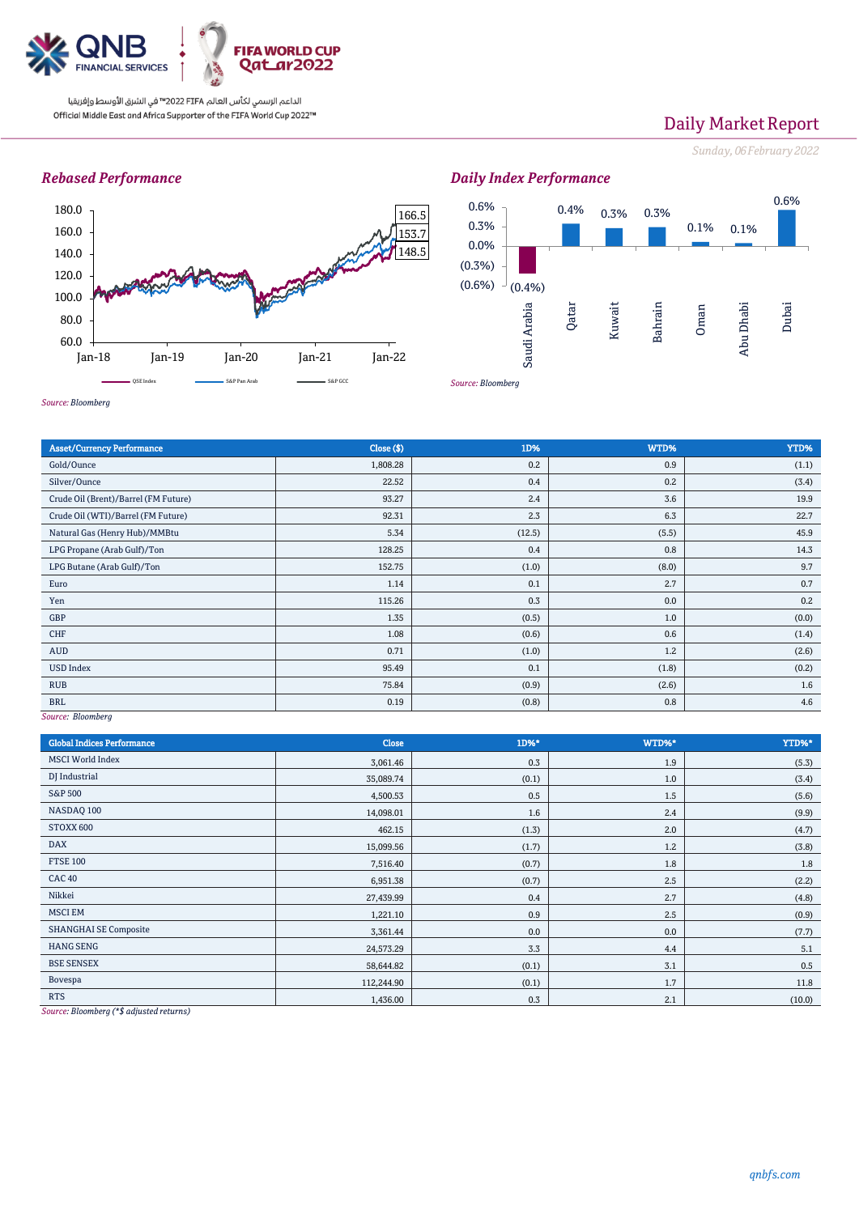## Rebased Performance

Source: Bloomberg

## Daily Index Performance

Source: Bloomberg

| Asset/Currency Performance | Close ($) | 1D% | WTD% | YTD% |
| --- | --- | --- | --- | --- |
| Gold/Ounce | 1,808.28 | 0.2 | 0.9 | (1.1) |
| Silver/Ounce | 22.52 | 0.4 | 0.2 | (3.4) |
| Crude Oil (Brent)/Barrel (FM Future) | 93.27 | 2.4 | 3.6 | 19.9 |
| Crude Oil (WTI)/Barrel (FM Future) | 92.31 | 2.3 | 6.3 | 22.7 |
| Natural Gas (Henry Hub)/MMBtu | 5.34 | (12.5) | (5.5) | 45.9 |
| LPG Propane (Arab Gulf)/Ton | 128.25 | 0.4 | 0.8 | 14.3 |
| LPG Butane (Arab Gulf)/Ton | 152.75 | (1.0) | (8.0) | 9.7 |
| Euro | 1.14 | 0.1 | 2.7 | 0.7 |
| Yen | 115.26 | 0.3 | 0.0 | 0.2 |
| GBP | 1.35 | (0.5) | 1.0 | (0.0) |
| CHF | 1.08 | (0.6) | 0.6 | (1.4) |
| AUD | 0.71 | (1.0) | 1.2 | (2.6) |
| USD Index | 95.49 | 0.1 | (1.8) | (0.2) |
| RUB | 75.84 | (0.9) | (2.6) | 1.6 |
| BRL | 0.19 | (0.8) | 0.8 | 4.6 |

Source: Bloomberg

| Global Indices Performance | Close | 1D%* | WTD%* | YTD%* |
| --- | --- | --- | --- | --- |
| MSCI World Index | 3,061.46 | 0.3 | 1.9 | (5.3) |
| DJ Industrial | 35,089.74 | (0.1) | 1.0 | (3.4) |
| S&P 500 | 4,500.53 | 0.5 | 1.5 | (5.6) |
| NASDAQ 100 | 14,098.01 | 1.6 | 2.4 | (9.9) |
| STOXX 600 | 462.15 | (1.3) | 2.0 | (4.7) |
| DAX | 15,099.56 | (1.7) | 1.2 | (3.8) |
| FTSE 100 | 7,516.40 | (0.7) | 1.8 | 1.8 |
| CAC 40 | 6,951.38 | (0.7) | 2.5 | (2.2) |
| Nikkei | 27,439.99 | 0.4 | 2.7 | (4.8) |
| MSCI EM | 1,221.10 | 0.9 | 2.5 | (0.9) |
| SHANGHAI SE Composite | 3,361.44 | 0.0 | 0.0 | (7.7) |
| HANG SENG | 24,573.29 | 3.3 | 4.4 | 5.1 |
| BSE SENSEX | 58,644.82 | (0.1) | 3.1 | 0.5 |
| Bovespa | 112,244.90 | (0.1) | 1.7 | 11.8 |
| RTS | 1,436.00 | 0.3 | 2.1 | (10.0) |

Source: Bloomberg (*$ adjusted returns)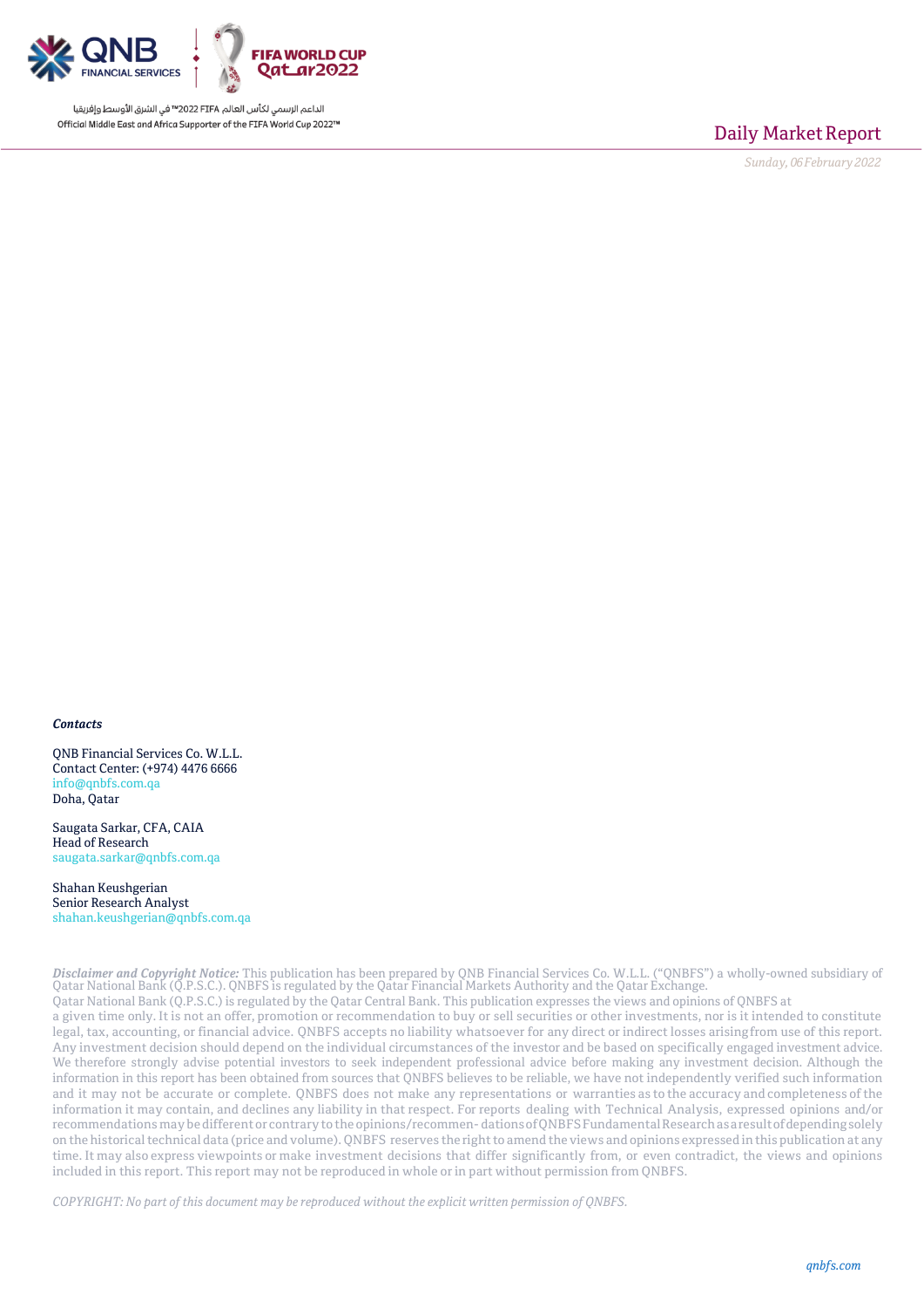الداعم الرسمي لكأس العالم FIFA 2022™ في الشرق الأوسط وإفريقيا
Official Middle East and Africa Supporter of the FIFA World Cup 2022™

# Daily Market Report

*Sunday, 06 February 2022*

***Contacts***

QNB Financial Services Co. W.L.L.
Contact Center: (+974) 4476 6666
info@qnbfs.com.qa
Doha, Qatar

Saugata Sarkar, CFA, CAIA
Head of Research
saugata.sarkar@qnbfs.com.qa

Shahan Keushgerian
Senior Research Analyst
shahan.keushgerian@qnbfs.com.qa

***Disclaimer and Copyright Notice:*** This publication has been prepared by QNB Financial Services Co. W.L.L. ("QNBFS") a wholly-owned subsidiary of Qatar National Bank (Q.P.S.C.). QNBFS is regulated by the Qatar Financial Markets Authority and the Qatar Exchange. Qatar National Bank (Q.P.S.C.) is regulated by the Qatar Central Bank. This publication expresses the views and opinions of QNBFS at a given time only. It is not an offer, promotion or recommendation to buy or sell securities or other investments, nor is it intended to constitute legal, tax, accounting, or financial advice. QNBFS accepts no liability whatsoever for any direct or indirect losses arising from use of this report. Any investment decision should depend on the individual circumstances of the investor and be based on specifically engaged investment advice. We therefore strongly advise potential investors to seek independent professional advice before making any investment decision. Although the information in this report has been obtained from sources that QNBFS believes to be reliable, we have not independently verified such information and it may not be accurate or complete. QNBFS does not make any representations or warranties as to the accuracy and completeness of the information it may contain, and declines any liability in that respect. For reports dealing with Technical Analysis, expressed opinions and/or recommendations may be different or contrary to the opinions/recommen- dations of QNBFS Fundamental Research as a result of depending solely on the historical technical data (price and volume). QNBFS reserves the right to amend the views and opinions expressed in this publication at any time. It may also express viewpoints or make investment decisions that differ significantly from, or even contradict, the views and opinions included in this report. This report may not be reproduced in whole or in part without permission from QNBFS.

*COPYRIGHT: No part of this document may be reproduced without the explicit written permission of QNBFS.*

*qnbfs.com*